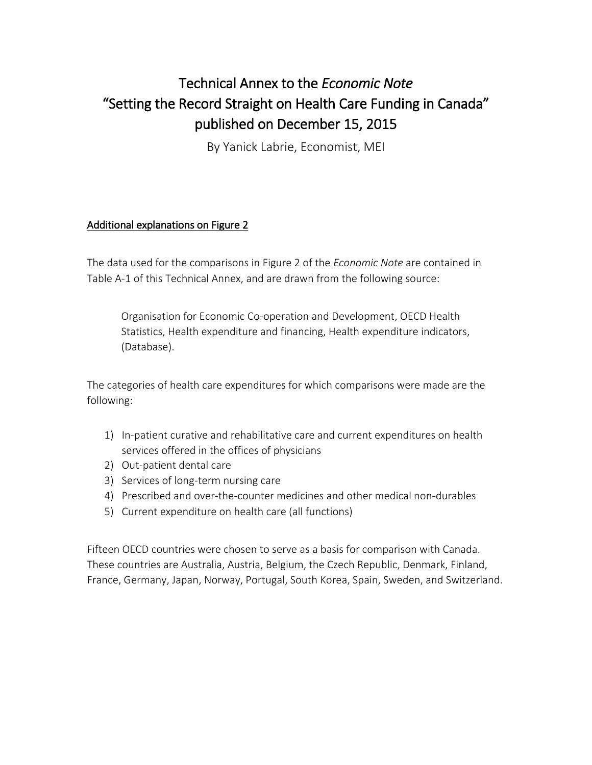# Technical Annex to the *Economic Note* "Setting the Record Straight on Health Care Funding in Canada" published on December 15, 2015

By Yanick Labrie, Economist, MEI

## Additional explanations on Figure 2

The data used for the comparisons in Figure 2 of the *Economic Note* are contained in Table A-1 of this Technical Annex, and are drawn from the following source:

> Organisation for Economic Co-operation and Development, OECD Health Statistics, Health expenditure and financing, Health expenditure indicators, (Database).

The categories of health care expenditures for which comparisons were made are the following:

1) In-patient curative and rehabilitative care and current expenditures on health services offered in the offices of physicians
2) Out-patient dental care
3) Services of long-term nursing care
4) Prescribed and over-the-counter medicines and other medical non-durables
5) Current expenditure on health care (all functions)

Fifteen OECD countries were chosen to serve as a basis for comparison with Canada. These countries are Australia, Austria, Belgium, the Czech Republic, Denmark, Finland, France, Germany, Japan, Norway, Portugal, South Korea, Spain, Sweden, and Switzerland.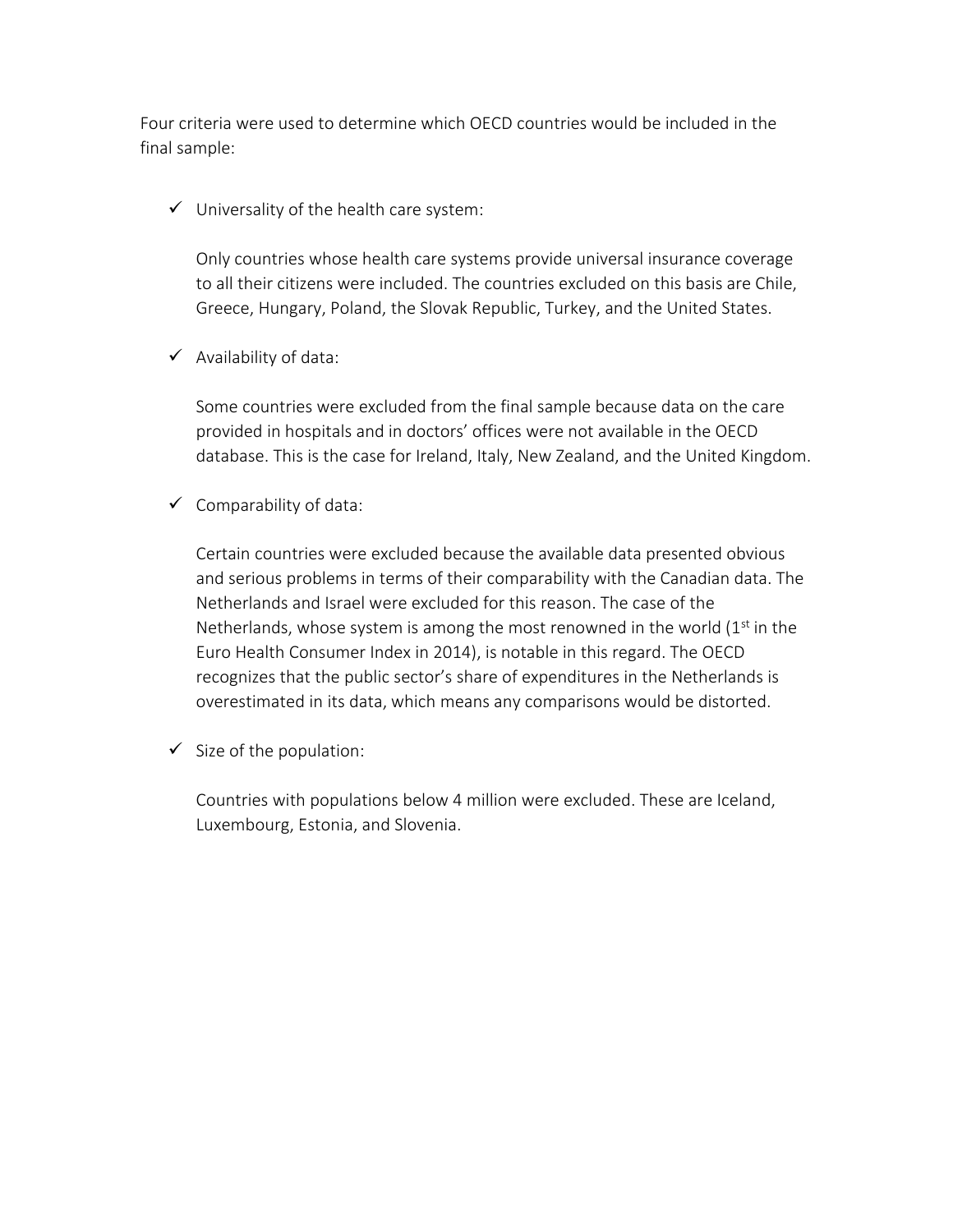Four criteria were used to determine which OECD countries would be included in the final sample:

- ✓ Universality of the health care system:

  Only countries whose health care systems provide universal insurance coverage to all their citizens were included. The countries excluded on this basis are Chile, Greece, Hungary, Poland, the Slovak Republic, Turkey, and the United States.

- ✓ Availability of data:

  Some countries were excluded from the final sample because data on the care provided in hospitals and in doctors' offices were not available in the OECD database. This is the case for Ireland, Italy, New Zealand, and the United Kingdom.

- ✓ Comparability of data:

  Certain countries were excluded because the available data presented obvious and serious problems in terms of their comparability with the Canadian data. The Netherlands and Israel were excluded for this reason. The case of the Netherlands, whose system is among the most renowned in the world (1st in the Euro Health Consumer Index in 2014), is notable in this regard. The OECD recognizes that the public sector's share of expenditures in the Netherlands is overestimated in its data, which means any comparisons would be distorted.

- ✓ Size of the population:

  Countries with populations below 4 million were excluded. These are Iceland, Luxembourg, Estonia, and Slovenia.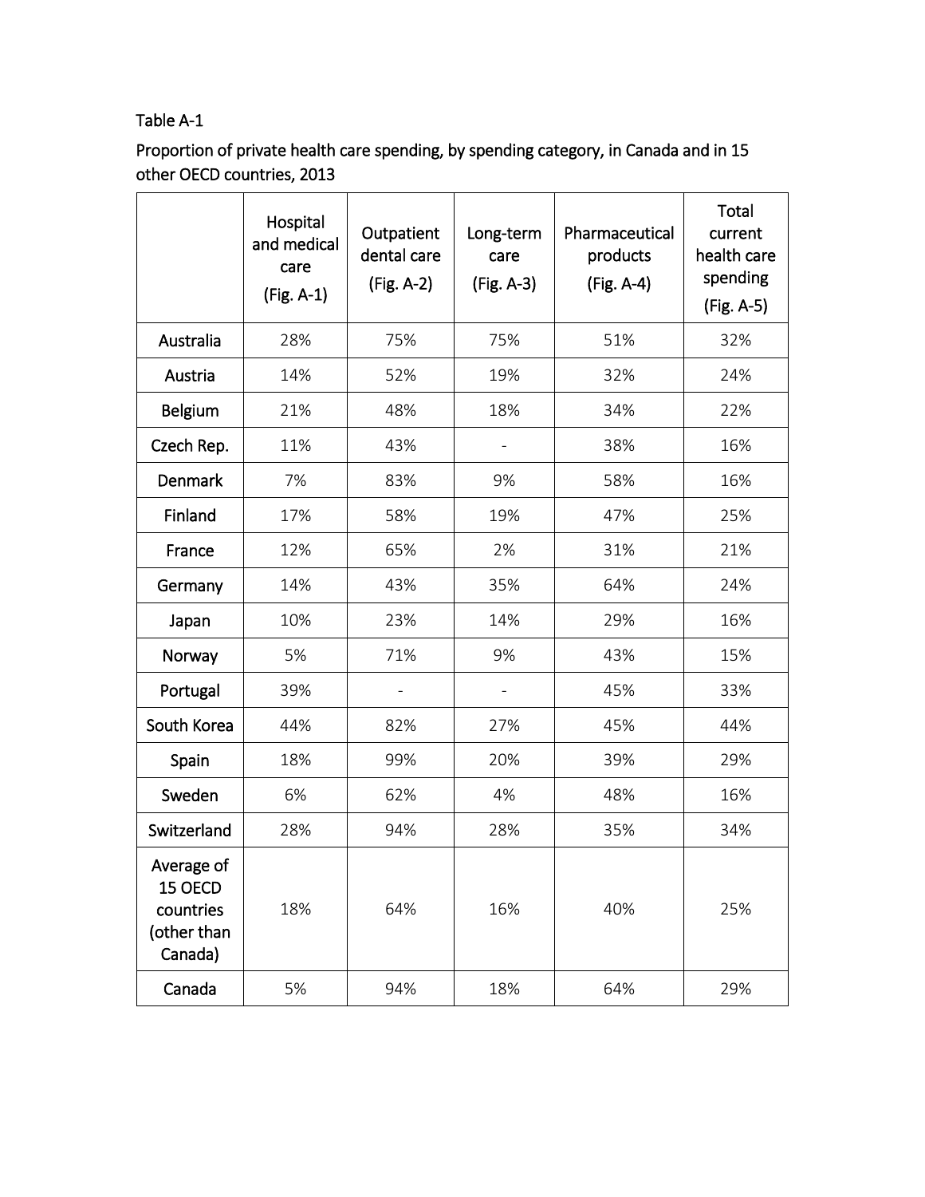Table A-1

Proportion of private health care spending, by spending category, in Canada and in 15 other OECD countries, 2013

| | Hospital and medical care (Fig. A-1) | Outpatient dental care (Fig. A-2) | Long-term care (Fig. A-3) | Pharmaceutical products (Fig. A-4) | Total current health care spending (Fig. A-5) |
|---|---|---|---|---|---|
| Australia | 28% | 75% | 75% | 51% | 32% |
| Austria | 14% | 52% | 19% | 32% | 24% |
| Belgium | 21% | 48% | 18% | 34% | 22% |
| Czech Rep. | 11% | 43% | - | 38% | 16% |
| Denmark | 7% | 83% | 9% | 58% | 16% |
| Finland | 17% | 58% | 19% | 47% | 25% |
| France | 12% | 65% | 2% | 31% | 21% |
| Germany | 14% | 43% | 35% | 64% | 24% |
| Japan | 10% | 23% | 14% | 29% | 16% |
| Norway | 5% | 71% | 9% | 43% | 15% |
| Portugal | 39% | - | - | 45% | 33% |
| South Korea | 44% | 82% | 27% | 45% | 44% |
| Spain | 18% | 99% | 20% | 39% | 29% |
| Sweden | 6% | 62% | 4% | 48% | 16% |
| Switzerland | 28% | 94% | 28% | 35% | 34% |
| Average of 15 OECD countries (other than Canada) | 18% | 64% | 16% | 40% | 25% |
| Canada | 5% | 94% | 18% | 64% | 29% |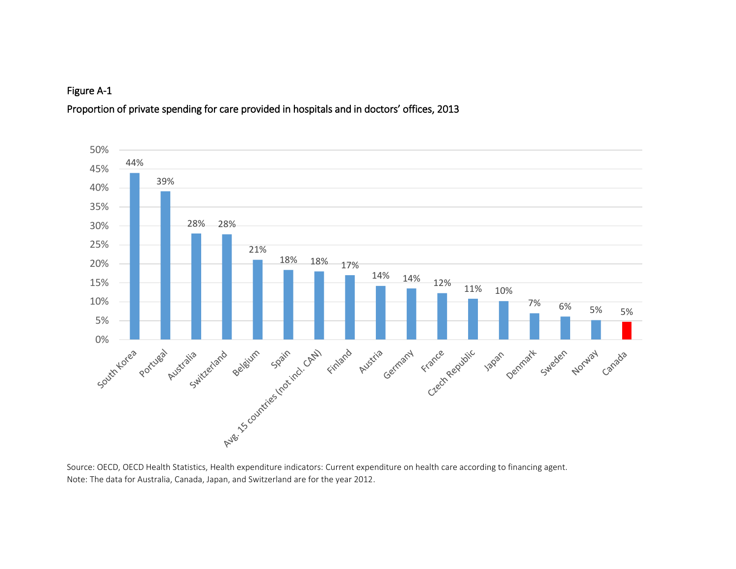Figure A-1

Proportion of private spending for care provided in hospitals and in doctors' offices, 2013

| Country | Proportion |
| --- | --- |
| South Korea | 44% |
| Portugal | 39% |
| Australia | 28% |
| Switzerland | 28% |
| Belgium | 21% |
| Spain | 18% |
| Avg. 15 countries (not incl. CAN) | 18% |
| Finland | 17% |
| Austria | 14% |
| Germany | 14% |
| France | 12% |
| Czech Republic | 11% |
| Japan | 10% |
| Denmark | 7% |
| Sweden | 6% |
| Norway | 5% |
| Canada | 5% |

Source: OECD, OECD Health Statistics, Health expenditure indicators: Current expenditure on health care according to financing agent.
Note: The data for Australia, Canada, Japan, and Switzerland are for the year 2012.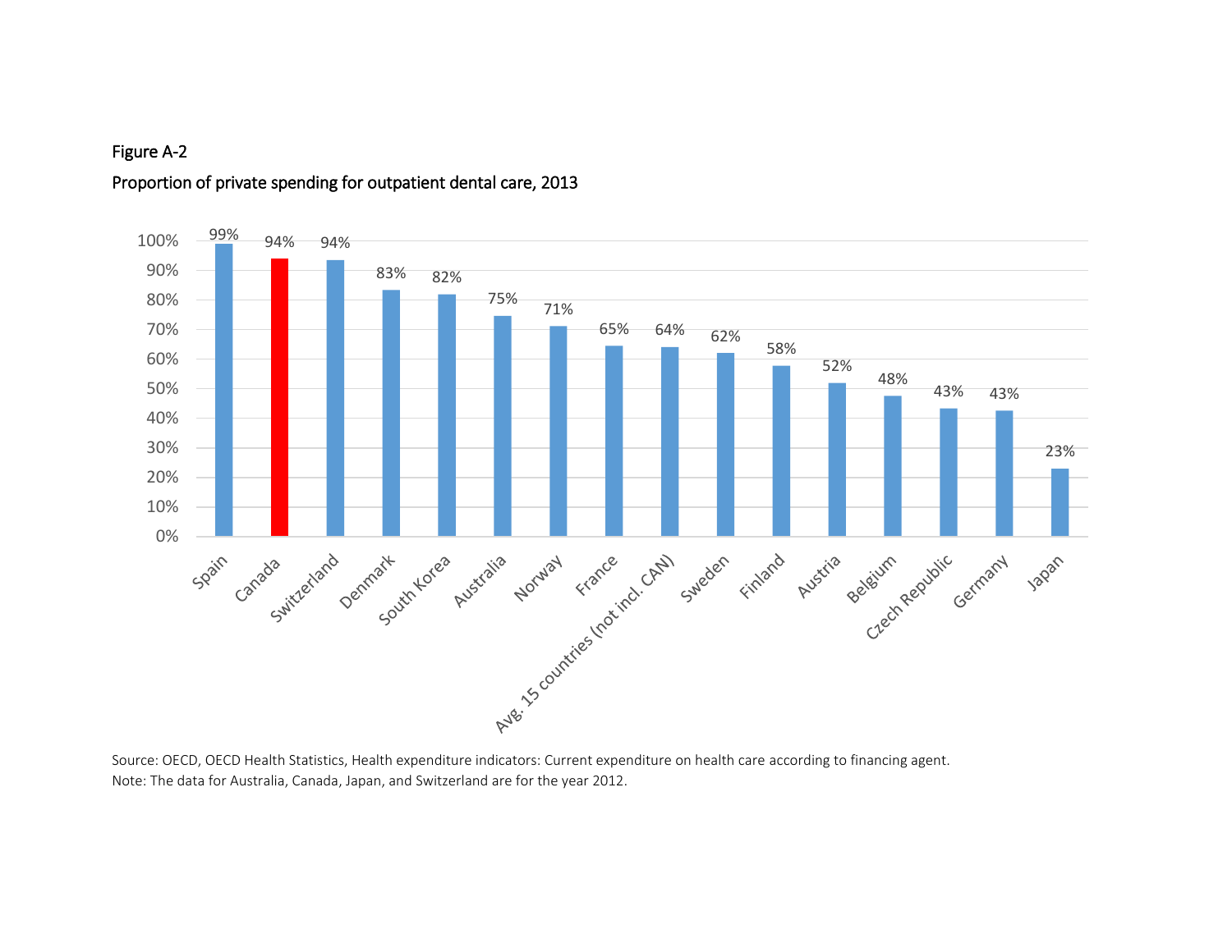Figure A-2

Proportion of private spending for outpatient dental care, 2013

| Country | Proportion |
| --- | --- |
| Spain | 99% |
| Canada | 94% |
| Switzerland | 94% |
| Denmark | 83% |
| South Korea | 82% |
| Australia | 75% |
| Norway | 71% |
| France | 65% |
| Avg. 15 countries (not incl. CAN) | 64% |
| Sweden | 62% |
| Finland | 58% |
| Austria | 52% |
| Belgium | 48% |
| Czech Republic | 43% |
| Germany | 43% |
| Japan | 23% |

Source: OECD, OECD Health Statistics, Health expenditure indicators: Current expenditure on health care according to financing agent.
Note: The data for Australia, Canada, Japan, and Switzerland are for the year 2012.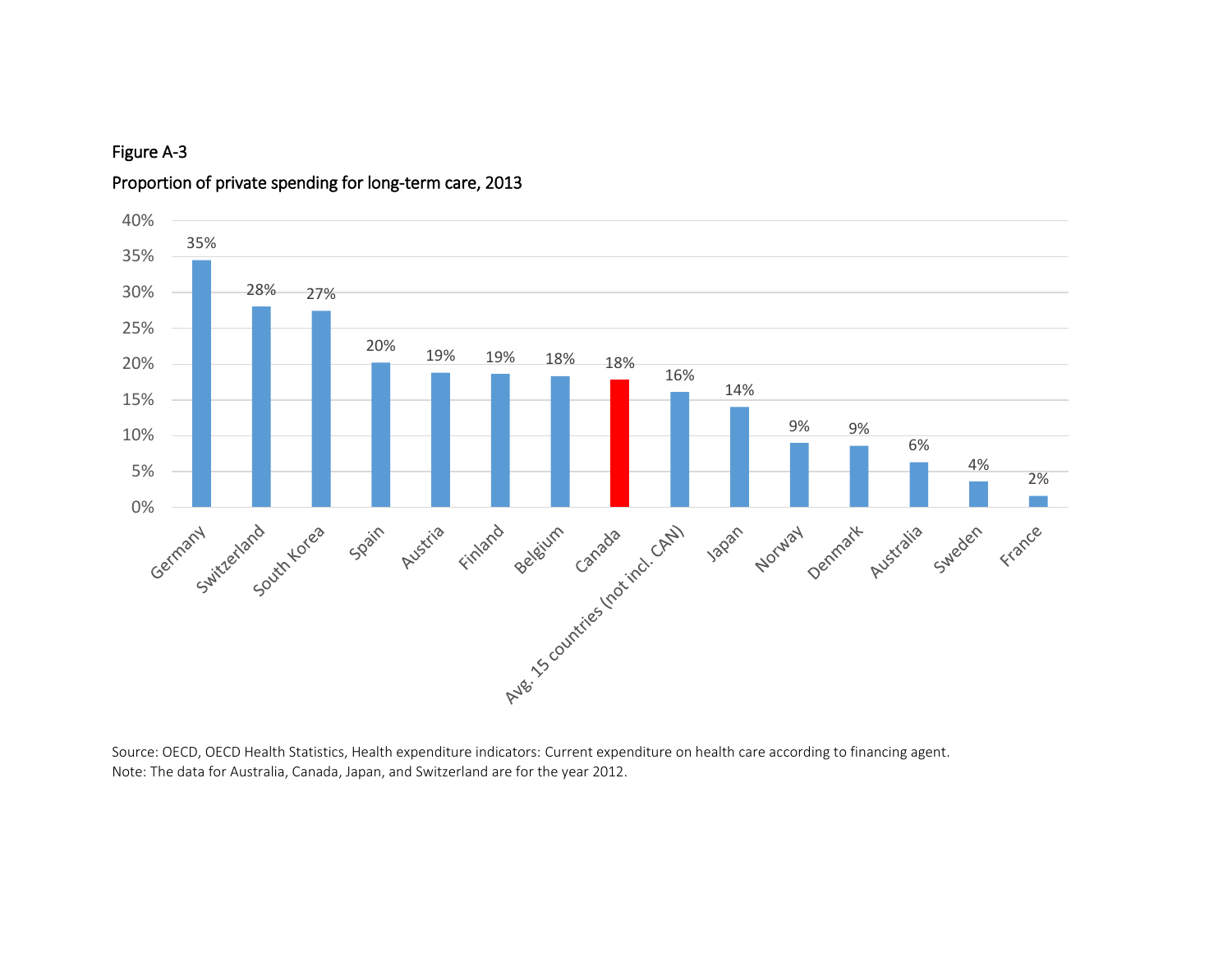Figure A-3

Proportion of private spending for long-term care, 2013

| Country | Proportion of private spending |
| --- | --- |
| Germany | 35% |
| Switzerland | 28% |
| South Korea | 27% |
| Spain | 20% |
| Austria | 19% |
| Finland | 19% |
| Belgium | 18% |
| Canada | 18% |
| Avg. 15 countries (not incl. CAN) | 16% |
| Japan | 14% |
| Norway | 9% |
| Denmark | 9% |
| Australia | 6% |
| Sweden | 4% |
| France | 2% |

Source: OECD, OECD Health Statistics, Health expenditure indicators: Current expenditure on health care according to financing agent.
Note: The data for Australia, Canada, Japan, and Switzerland are for the year 2012.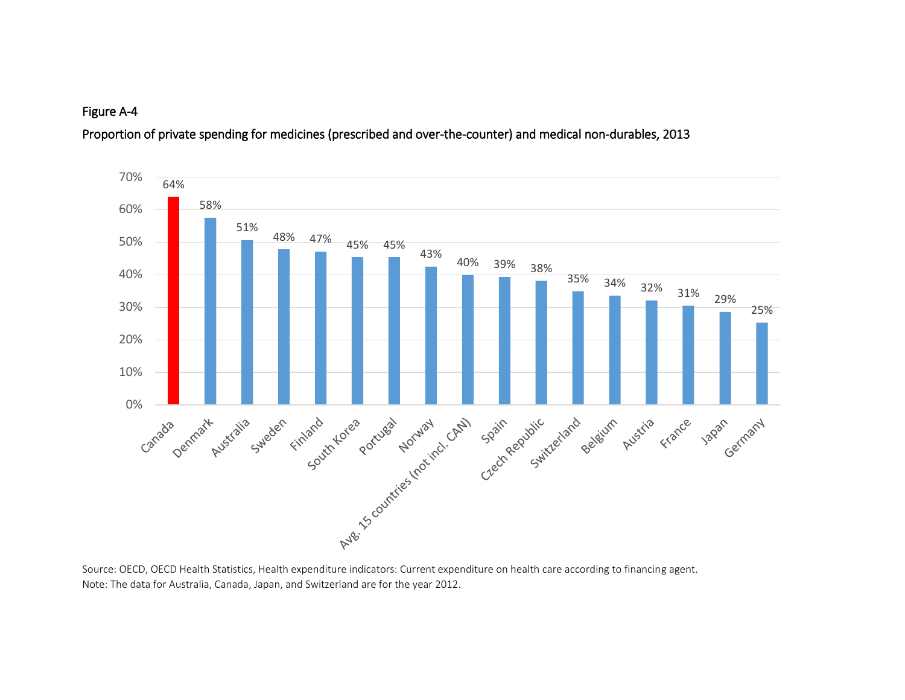Figure A-4

Proportion of private spending for medicines (prescribed and over-the-counter) and medical non-durables, 2013

| Country | Proportion |
| --- | --- |
| Canada | 64% |
| Denmark | 58% |
| Australia | 51% |
| Sweden | 48% |
| Finland | 47% |
| South Korea | 45% |
| Portugal | 45% |
| Norway | 43% |
| Avg. 15 countries (not incl. CAN) | 40% |
| Spain | 39% |
| Czech Republic | 38% |
| Switzerland | 35% |
| Belgium | 34% |
| Austria | 32% |
| France | 31% |
| Japan | 29% |
| Germany | 25% |

Source: OECD, OECD Health Statistics, Health expenditure indicators: Current expenditure on health care according to financing agent.
Note: The data for Australia, Canada, Japan, and Switzerland are for the year 2012.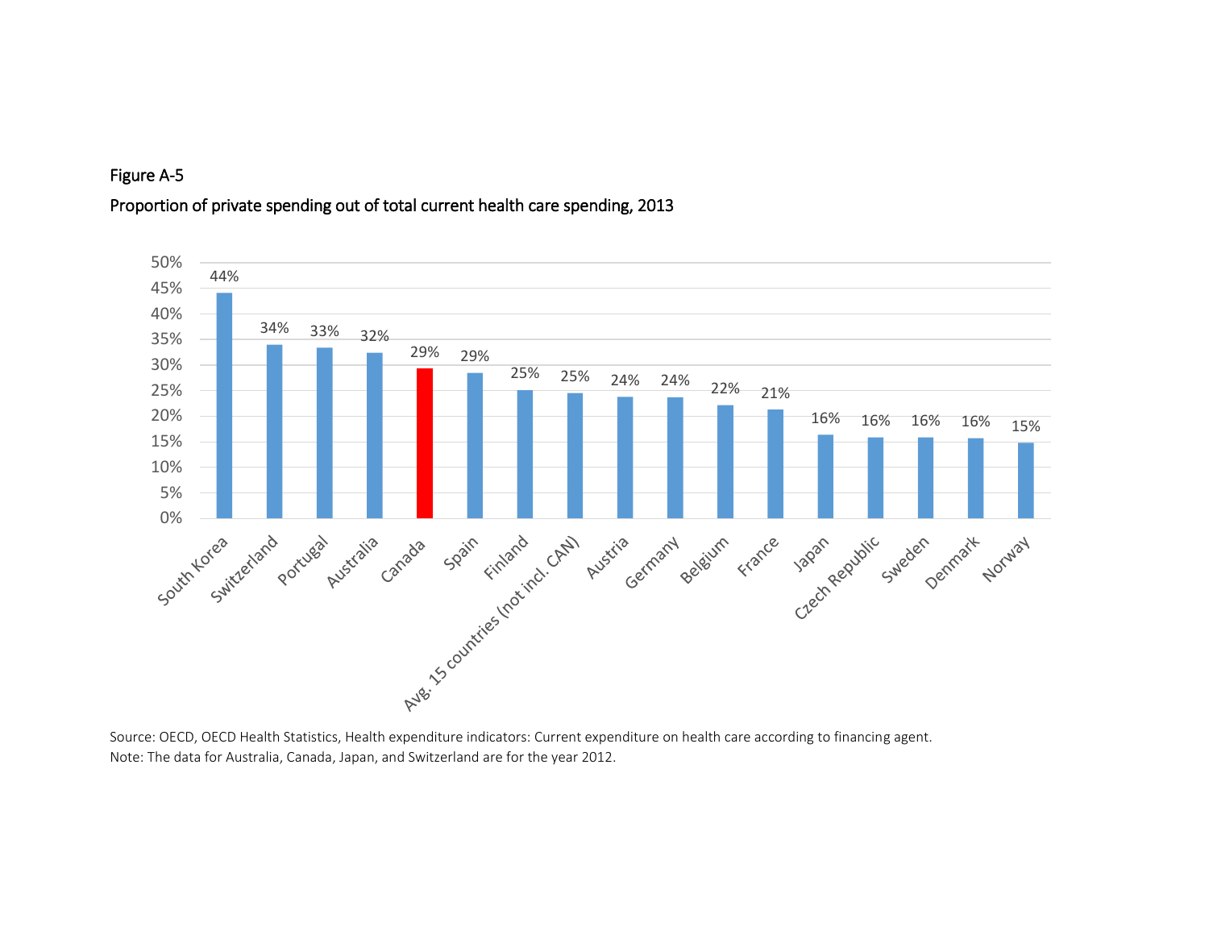Figure A-5

Proportion of private spending out of total current health care spending, 2013

50%
45%
40%
35%
30%
25%
20%
15%
10%
5%
0%

44%
34%
33%
32%
29%
29%
25%
25%
24%
24%
22%
21%
16%
16%
16%
16%
15%

South Korea
Switzerland
Portugal
Australia
Canada
Spain
Finland
Avg. 15 countries (not incl. CAN)
Austria
Germany
Belgium
France
Japan
Czech Republic
Sweden
Denmark
Norway

Source: OECD, OECD Health Statistics, Health expenditure indicators: Current expenditure on health care according to financing agent.
Note: The data for Australia, Canada, Japan, and Switzerland are for the year 2012.